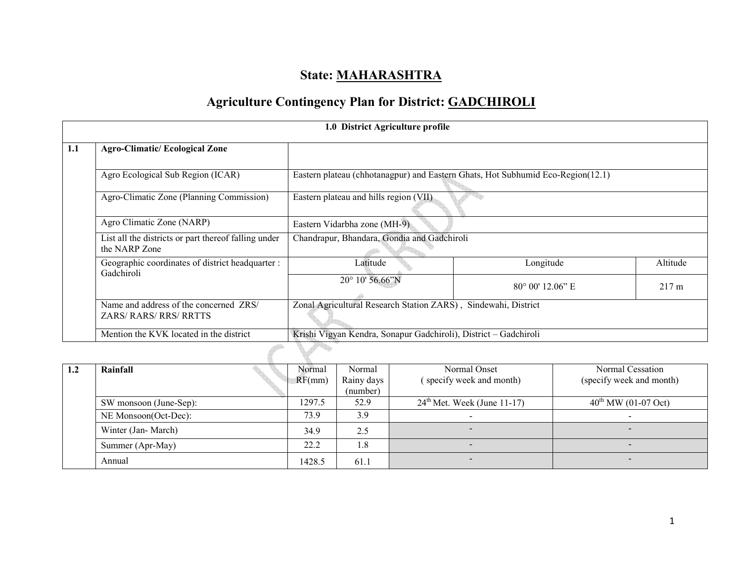# State: MAHARASHTRA

## Agriculture Contingency Plan for District: GADCHIROLI

| 1.0 District Agriculture profile | | | | |
|---|---|---|---|---|
| 1.1 | Agro-Climatic/ Ecological Zone | | | |
| | Agro Ecological Sub Region (ICAR) | Eastern plateau (chhotanagpur) and Eastern Ghats, Hot Subhumid Eco-Region(12.1) | | |
| | Agro-Climatic Zone (Planning Commission) | Eastern plateau and hills region (VII) | | |
| | Agro Climatic Zone (NARP) | Eastern Vidarbha zone (MH-9) | | |
| | List all the districts or part thereof falling under the NARP Zone | Chandrapur, Bhandara, Gondia and Gadchiroli | | |
| | Geographic coordinates of district headquarter : Gadchiroli | Latitude | Longitude | Altitude |
| | | 20° 10' 56.66"N | 80° 00' 12.06" E | 217 m |
| | Name and address of the concerned ZRS/ ZARS/ RARS/ RRS/ RRTTS | Zonal Agricultural Research Station ZARS) , Sindewahi, District | | |
| | Mention the KVK located in the district | Krishi Vigyan Kendra, Sonapur Gadchiroli), District – Gadchiroli | | |

| 1.2 | Rainfall | Normal RF(mm) | Normal Rainy days (number) | Normal Onset ( specify week and month) | Normal Cessation (specify week and month) |
|---|---|---|---|---|---|
| | SW monsoon (June-Sep): | 1297.5 | 52.9 | 24th Met. Week (June 11-17) | 40th MW (01-07 Oct) |
| | NE Monsoon(Oct-Dec): | 73.9 | 3.9 | - | - |
| | Winter (Jan- March) | 34.9 | 2.5 | - | - |
| | Summer (Apr-May) | 22.2 | 1.8 | - | - |
| | Annual | 1428.5 | 61.1 | - | - |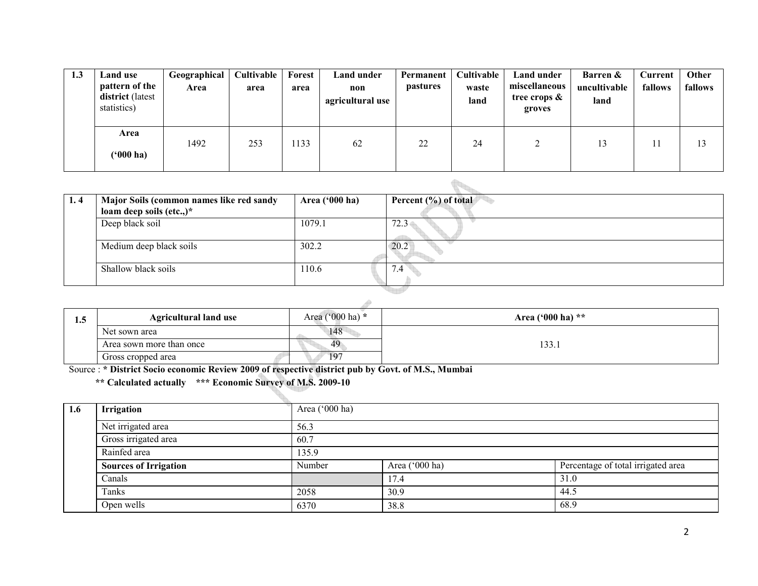| 1.3 | Land use pattern of the district (latest statistics) | Geographical Area | Cultivable area | Forest area | Land under non agricultural use | Permanent pastures | Cultivable waste land | Land under miscellaneous tree crops & groves | Barren & uncultivable land | Current fallows | Other fallows |
|---|---|---|---|---|---|---|---|---|---|---|---|
| | **Area ('000 ha)** | 1492 | 253 | 1133 | 62 | 22 | 24 | 2 | 13 | 11 | 13 |

| 1. 4 | Major Soils (common names like red sandy loam deep soils (etc.,)* | Area ('000 ha) | Percent (%) of total |
|---|---|---|---|
| | Deep black soil | 1079.1 | 72.3 |
| | Medium deep black soils | 302.2 | 20.2 |
| | Shallow black soils | 110.6 | 7.4 |

| 1.5 | Agricultural land use | Area ('000 ha) * | Area ('000 ha) ** |
|---|---|---|---|
| | Net sown area | 148 | 133.1 |
| | Area sown more than once | 49 | |
| | Gross cropped area | 197 | |

Source : **\* District Socio economic Review 2009 of respective district pub by Govt. of M.S., Mumbai**

**\*\* Calculated actually \*\*\* Economic Survey of M.S. 2009-10**

| 1.6 | Irrigation | Area ('000 ha) | | |
|---|---|---|---|---|
| | Net irrigated area | 56.3 | | |
| | Gross irrigated area | 60.7 | | |
| | Rainfed area | 135.9 | | |
| | **Sources of Irrigation** | Number | Area ('000 ha) | Percentage of total irrigated area |
| | Canals | | 17.4 | 31.0 |
| | Tanks | 2058 | 30.9 | 44.5 |
| | Open wells | 6370 | 38.8 | 68.9 |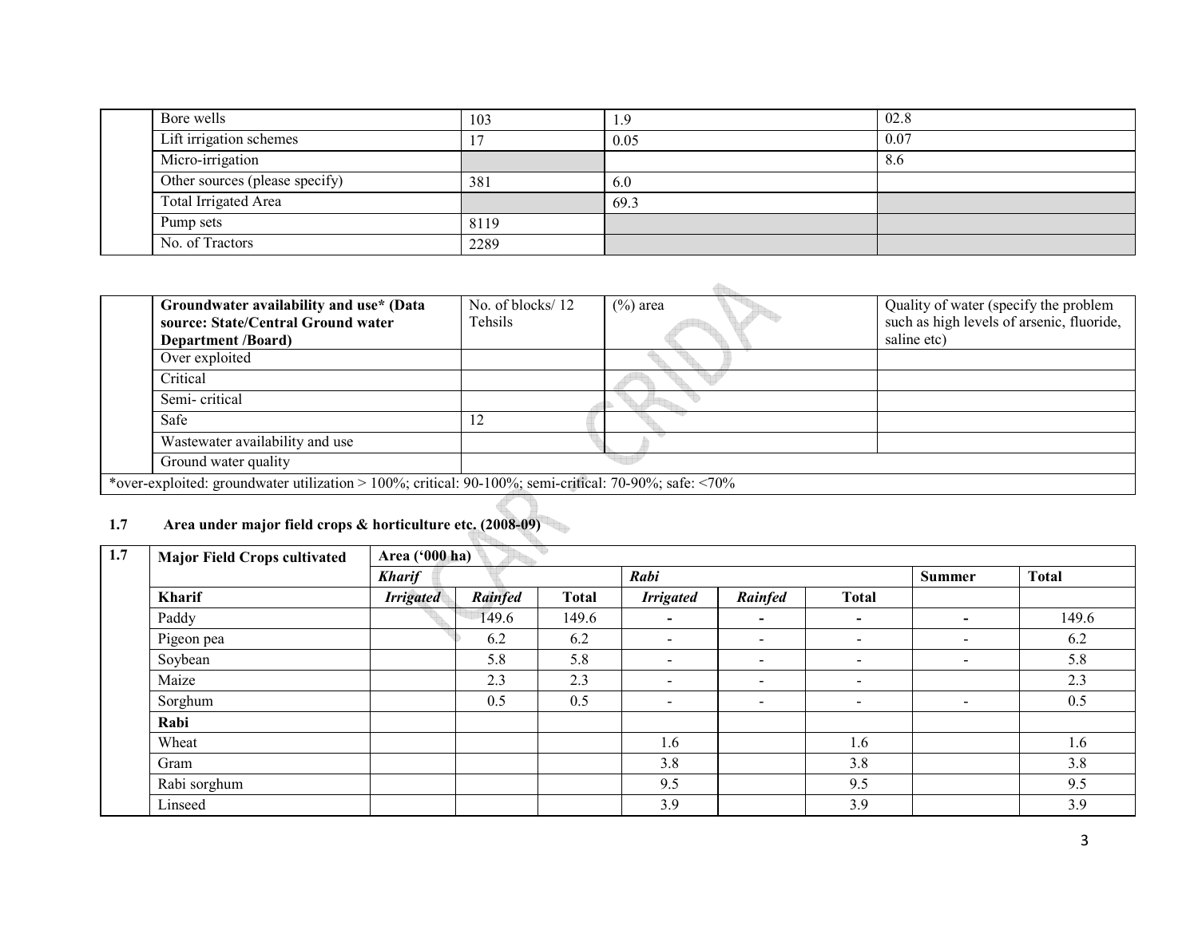| | | | | |
|---|---|---|---|---|
| | Bore wells | 103 | 1.9 | 02.8 |
| | Lift irrigation schemes | 17 | 0.05 | 0.07 |
| | Micro-irrigation | | | 8.6 |
| | Other sources (please specify) | 381 | 6.0 | |
| | Total Irrigated Area | | 69.3 | |
| | Pump sets | 8119 | | |
| | No. of Tractors | 2289 | | |

| | **Groundwater availability and use* (Data source: State/Central Ground water Department /Board)** | No. of blocks/ 12 Tehsils | (%) area | Quality of water (specify the problem such as high levels of arsenic, fluoride, saline etc) |
|---|---|---|---|---|
| | Over exploited | | | |
| | Critical | | | |
| | Semi- critical | | | |
| | Safe | 12 | | |
| | Wastewater availability and use | | | |
| | Ground water quality | | | |
| *over-exploited: groundwater utilization > 100%; critical: 90-100%; semi-critical: 70-90%; safe: <70% | | | | |

**1.7 Area under major field crops & horticulture etc. (2008-09)**

| 1.7 | **Major Field Crops cultivated** | **Area ('000 ha)** | | | | | | | |
|---|---|---|---|---|---|---|---|---|---|
| | | ***Kharif*** | | | ***Rabi*** | | | **Summer** | **Total** |
| | **Kharif** | ***Irrigated*** | ***Rainfed*** | **Total** | ***Irrigated*** | ***Rainfed*** | **Total** | | |
| | Paddy | | 149.6 | 149.6 | - | - | - | - | 149.6 |
| | Pigeon pea | | 6.2 | 6.2 | - | - | - | - | 6.2 |
| | Soybean | | 5.8 | 5.8 | - | - | - | - | 5.8 |
| | Maize | | 2.3 | 2.3 | - | - | - | | 2.3 |
| | Sorghum | | 0.5 | 0.5 | - | - | - | - | 0.5 |
| | **Rabi** | | | | | | | | |
| | Wheat | | | | 1.6 | | 1.6 | | 1.6 |
| | Gram | | | | 3.8 | | 3.8 | | 3.8 |
| | Rabi sorghum | | | | 9.5 | | 9.5 | | 9.5 |
| | Linseed | | | | 3.9 | | 3.9 | | 3.9 |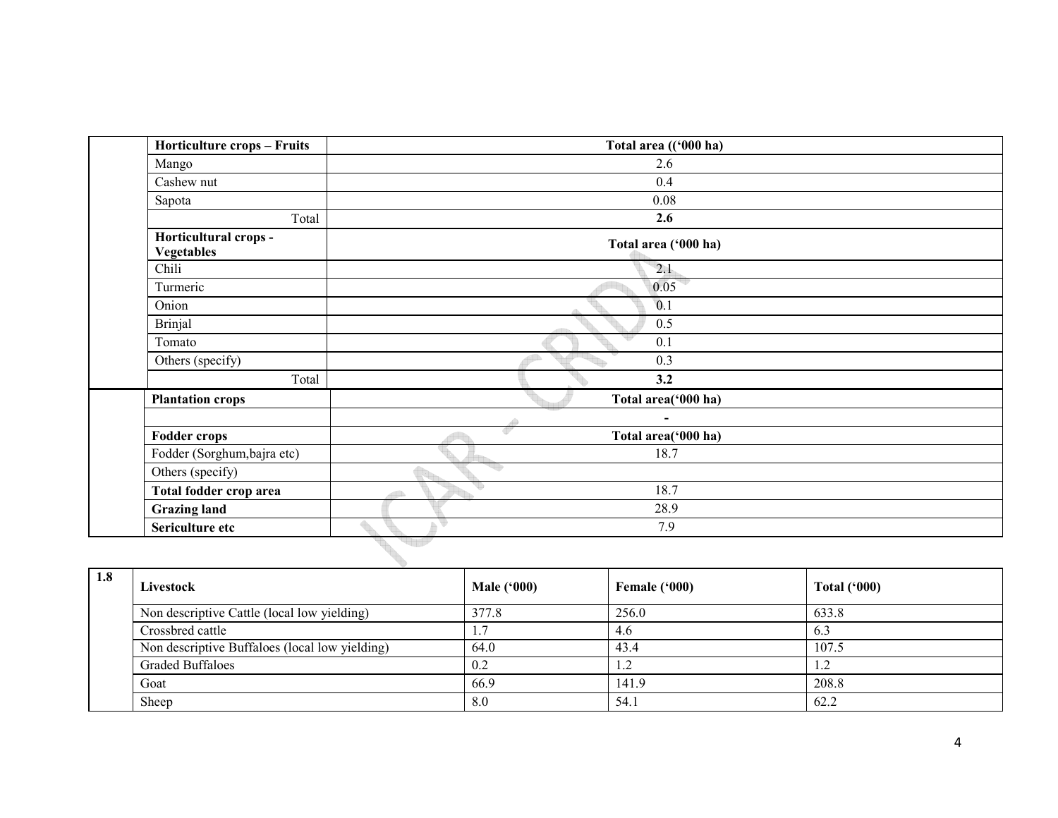| | Horticulture crops – Fruits | Total area ((‘000 ha) |
|---|---|---|
| | Mango | 2.6 |
| | Cashew nut | 0.4 |
| | Sapota | 0.08 |
| | Total | **2.6** |
| | **Horticultural crops - Vegetables** | **Total area (‘000 ha)** |
| | Chili | 2.1 |
| | Turmeric | 0.05 |
| | Onion | 0.1 |
| | Brinjal | 0.5 |
| | Tomato | 0.1 |
| | Others (specify) | 0.3 |
| | Total | **3.2** |

| | Plantation crops | Total area(‘000 ha) |
|---|---|---|
| | | **-** |
| | **Fodder crops** | **Total area(‘000 ha)** |
| | Fodder (Sorghum,bajra etc) | 18.7 |
| | Others (specify) | |
| | **Total fodder crop area** | 18.7 |
| | **Grazing land** | 28.9 |
| | **Sericulture etc** | 7.9 |

| 1.8 | Livestock | Male (‘000) | Female (‘000) | Total (‘000) |
|---|---|---|---|---|
| | Non descriptive Cattle (local low yielding) | 377.8 | 256.0 | 633.8 |
| | Crossbred cattle | 1.7 | 4.6 | 6.3 |
| | Non descriptive Buffaloes (local low yielding) | 64.0 | 43.4 | 107.5 |
| | Graded Buffaloes | 0.2 | 1.2 | 1.2 |
| | Goat | 66.9 | 141.9 | 208.8 |
| | Sheep | 8.0 | 54.1 | 62.2 |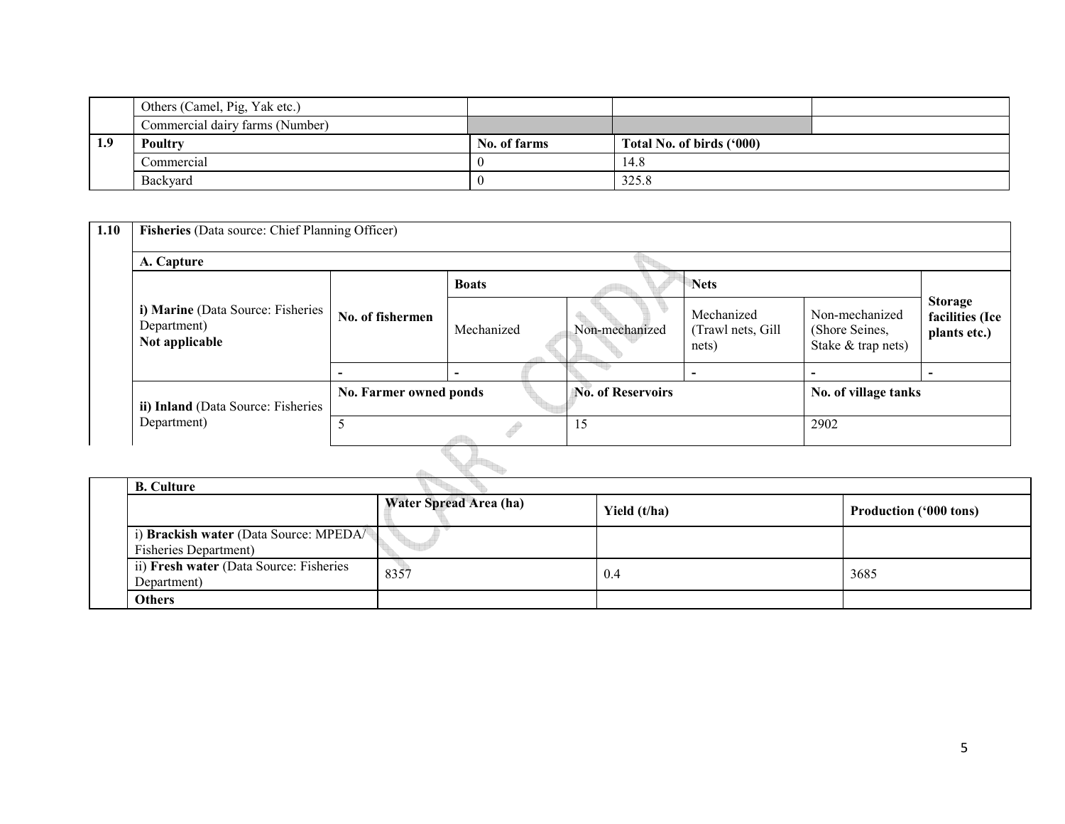|  | Others (Camel, Pig, Yak etc.) |  |  |  |
|---|---|---|---|---|
|  | Commercial dairy farms (Number) |  |  |  |
| **1.9** | **Poultry** | **No. of farms** | **Total No. of birds ('000)** | |
|  | Commercial | 0 | 14.8 | |
|  | Backyard | 0 | 325.8 | |

| **1.10** | **Fisheries** (Data source: Chief Planning Officer) | | | | | | |
|---|---|---|---|---|---|---|---|
|  | **A. Capture** | | | | | | |
|  | **i) Marine** (Data Source: Fisheries Department) **Not applicable** | **No. of fishermen** | **Boats** | | **Nets** | | **Storage facilities (Ice plants etc.)** |
|  |  |  | Mechanized | Non-mechanized | Mechanized (Trawl nets, Gill nets) | Non-mechanized (Shore Seines, Stake & trap nets) |  |
|  |  | - | - |  | - | - | - |
|  | **ii) Inland** (Data Source: Fisheries Department) | **No. Farmer owned ponds** | | **No. of Reservoirs** | | **No. of village tanks** | |
|  |  | 5 | | 15 | | 2902 | |

|  | **B. Culture** | | | |
|---|---|---|---|---|
|  |  | **Water Spread Area (ha)** | **Yield (t/ha)** | **Production ('000 tons)** |
|  | i) **Brackish water** (Data Source: MPEDA/ Fisheries Department) |  |  |  |
|  | ii) **Fresh water** (Data Source: Fisheries Department) | 8357 | 0.4 | 3685 |
|  | **Others** |  |  |  |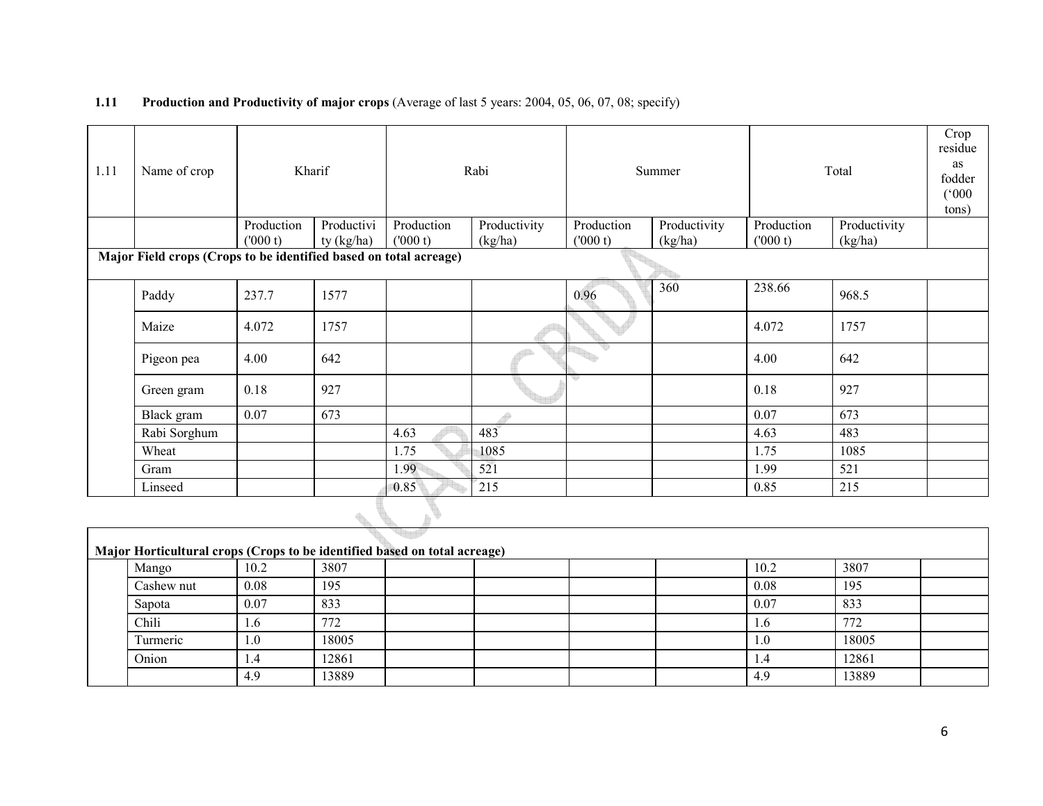**1.11 Production and Productivity of major crops** (Average of last 5 years: 2004, 05, 06, 07, 08; specify)

| 1.11 | Name of crop | Kharif | | Rabi | | Summer | | Total | | Crop residue as fodder ('000 tons) |
|---|---|---|---|---|---|---|---|---|---|---|
| | | Production ('000 t) | Productivity (kg/ha) | Production ('000 t) | Productivity (kg/ha) | Production ('000 t) | Productivity (kg/ha) | Production ('000 t) | Productivity (kg/ha) | |
| **Major Field crops (Crops to be identified based on total acreage)** | | | | | | | | | | |
| | Paddy | 237.7 | 1577 | | | 0.96 | 360 | 238.66 | 968.5 | |
| | Maize | 4.072 | 1757 | | | | | 4.072 | 1757 | |
| | Pigeon pea | 4.00 | 642 | | | | | 4.00 | 642 | |
| | Green gram | 0.18 | 927 | | | | | 0.18 | 927 | |
| | Black gram | 0.07 | 673 | | | | | 0.07 | 673 | |
| | Rabi Sorghum | | | 4.63 | 483 | | | 4.63 | 483 | |
| | Wheat | | | 1.75 | 1085 | | | 1.75 | 1085 | |
| | Gram | | | 1.99 | 521 | | | 1.99 | 521 | |
| | Linseed | | | 0.85 | 215 | | | 0.85 | 215 | |
| **Major Horticultural crops (Crops to be identified based on total acreage)** | | | | | | | | | | |
| | Mango | 10.2 | 3807 | | | | | 10.2 | 3807 | |
| | Cashew nut | 0.08 | 195 | | | | | 0.08 | 195 | |
| | Sapota | 0.07 | 833 | | | | | 0.07 | 833 | |
| | Chili | 1.6 | 772 | | | | | 1.6 | 772 | |
| | Turmeric | 1.0 | 18005 | | | | | 1.0 | 18005 | |
| | Onion | 1.4 | 12861 | | | | | 1.4 | 12861 | |
| | | 4.9 | 13889 | | | | | 4.9 | 13889 | |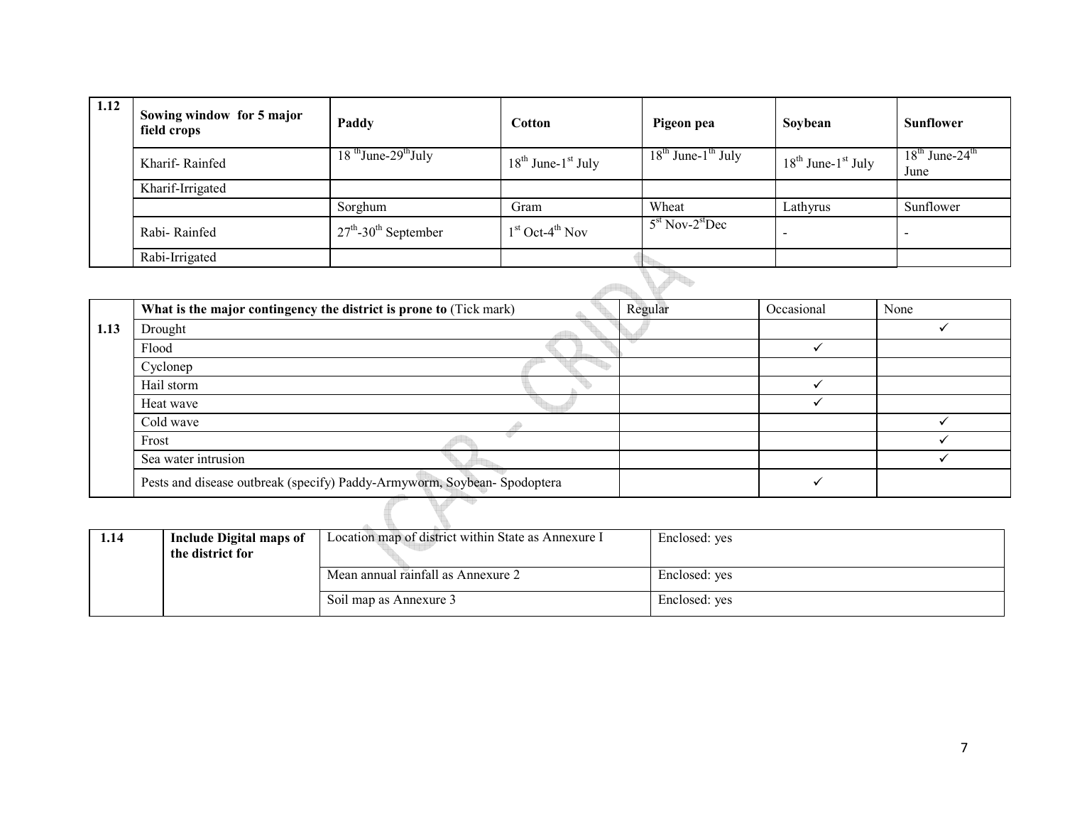| 1.12 | Sowing window for 5 major field crops | Paddy | Cotton | Pigeon pea | Soybean | Sunflower |
|---|---|---|---|---|---|---|
| | Kharif- Rainfed | 18 $^{th}$June-29$^{th}$July | 18$^{th}$ June-1$^{st}$ July | 18$^{th}$ June-1$^{th}$ July | 18$^{th}$ June-1$^{st}$ July | 18$^{th}$ June-24$^{th}$ June |
| | Kharif-Irrigated | | | | | |
| | | Sorghum | Gram | Wheat | Lathyrus | Sunflower |
| | Rabi- Rainfed | 27$^{th}$-30$^{th}$ September | 1$^{st}$ Oct-4$^{th}$ Nov | 5$^{st}$ Nov-2$^{st}$Dec | - | - |
| | Rabi-Irrigated | | | | | |

| 1.13 | What is the major contingency the district is prone to (Tick mark) | Regular | Occasional | None |
|---|---|---|---|---|
| | Drought | | | ✓ |
| | Flood | | ✓ | |
| | Cyclonep | | | |
| | Hail storm | | ✓ | |
| | Heat wave | | ✓ | |
| | Cold wave | | | ✓ |
| | Frost | | | ✓ |
| | Sea water intrusion | | | ✓ |
| | Pests and disease outbreak (specify) Paddy-Armyworm, Soybean- Spodoptera | | ✓ | |

| 1.14 | Include Digital maps of the district for | Location map of district within State as Annexure I | Enclosed: yes |
|---|---|---|---|
| | | Mean annual rainfall as Annexure 2 | Enclosed: yes |
| | | Soil map as Annexure 3 | Enclosed: yes |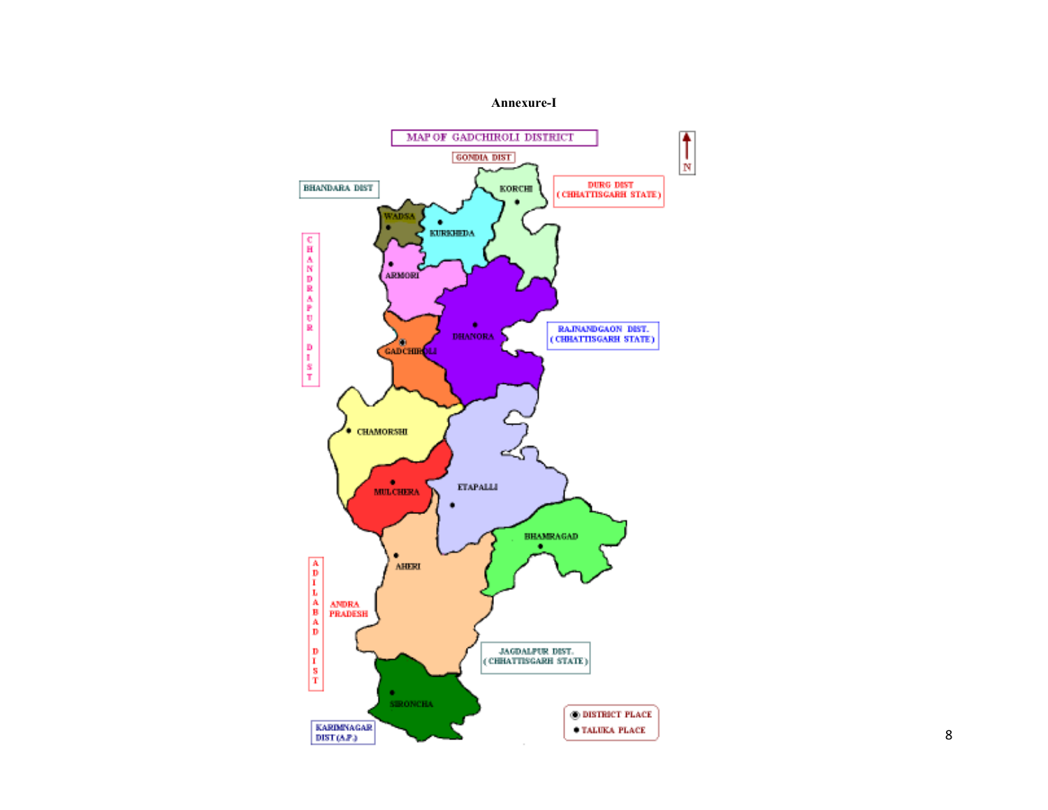Annexure-I

MAP OF GADCHIROLI DISTRICT

GONDIA DIST

BHANDARA DIST

DURG DIST (CHHATTISGARH STATE)

CHANDRAPUR DIST

KORCHI

WADSA

KURKHEDA

ARMORI

DHANORA

GADCHIROLI

RAJNANDGAON DIST. (CHHATTISGARH STATE)

CHAMORSHI

MULCHERA

ETAPALLI

BHAMRAGAD

AHERI

ADILABAD DIST

ANDRA PRADESH

JAGDALPUR DIST. (CHHATTISGARH STATE)

SIRONCHA

KARIMNAGAR DIST (A.P.)

◉ DISTRICT PLACE

● TALUKA PLACE

N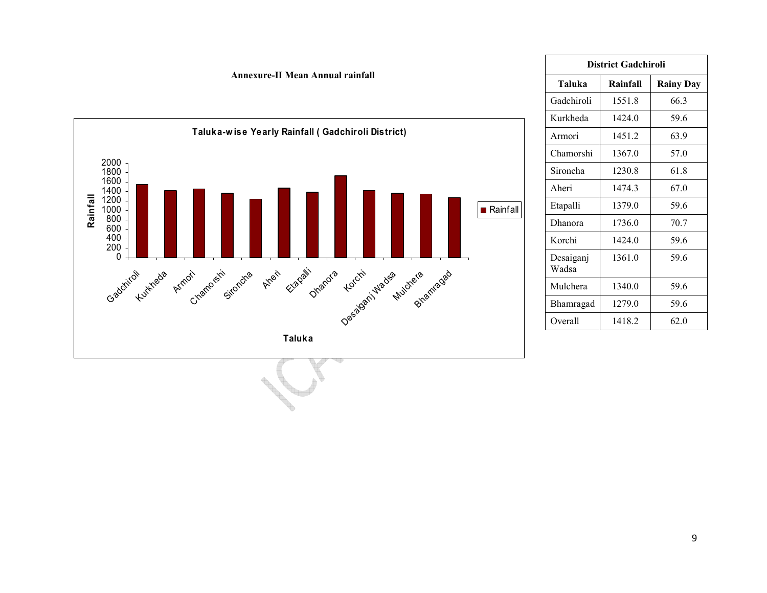**Annexure-II Mean Annual rainfall**

**Taluka-wise Yearly Rainfall ( Gadchiroli District)**

| District Gadchiroli | | |
|---|---|---|
| **Taluka** | **Rainfall** | **Rainy Day** |
| Gadchiroli | 1551.8 | 66.3 |
| Kurkheda | 1424.0 | 59.6 |
| Armori | 1451.2 | 63.9 |
| Chamorshi | 1367.0 | 57.0 |
| Sironcha | 1230.8 | 61.8 |
| Aheri | 1474.3 | 67.0 |
| Etapalli | 1379.0 | 59.6 |
| Dhanora | 1736.0 | 70.7 |
| Korchi | 1424.0 | 59.6 |
| Desaiganj Wadsa | 1361.0 | 59.6 |
| Mulchera | 1340.0 | 59.6 |
| Bhamragad | 1279.0 | 59.6 |
| Overall | 1418.2 | 62.0 |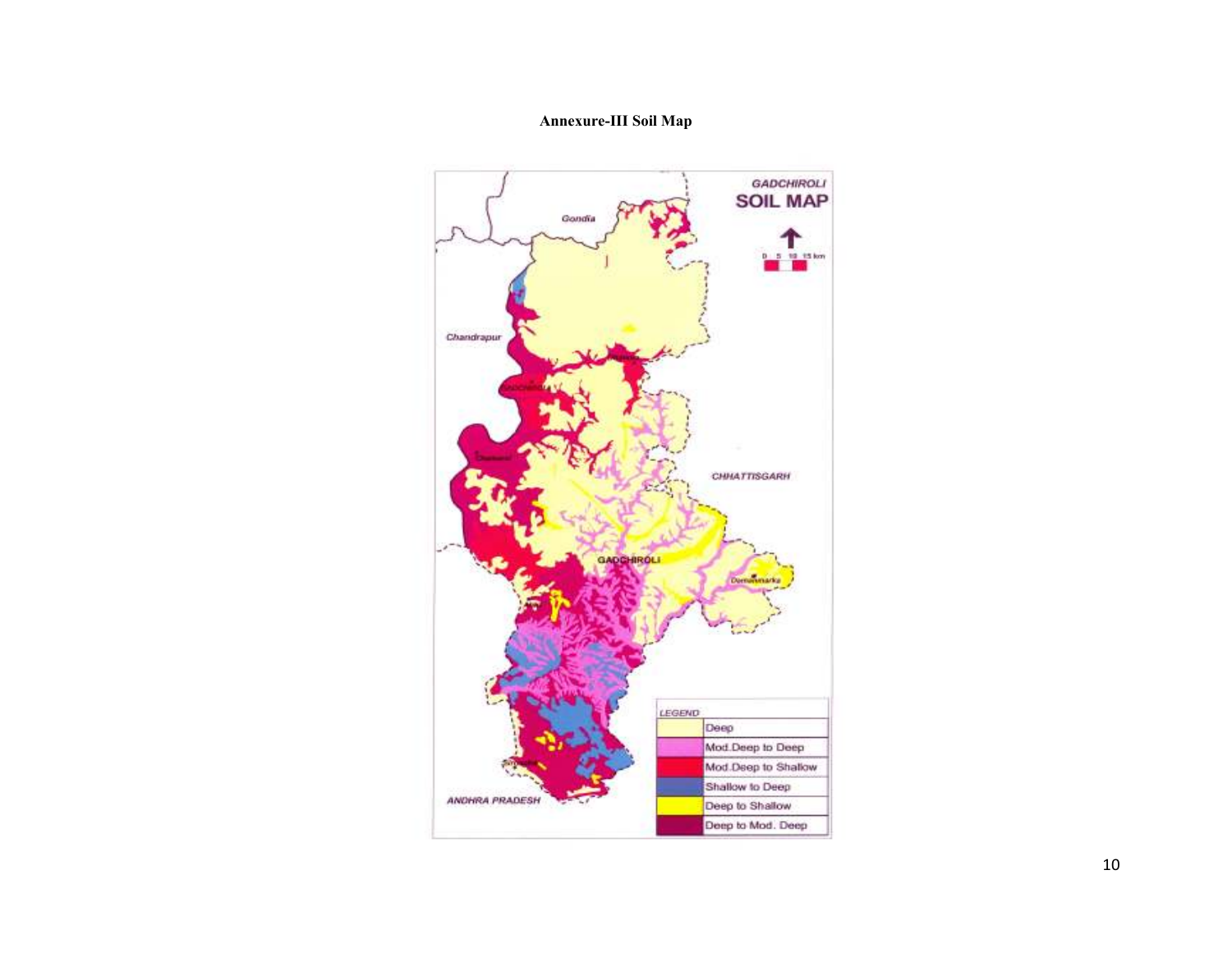**Annexure-III Soil Map**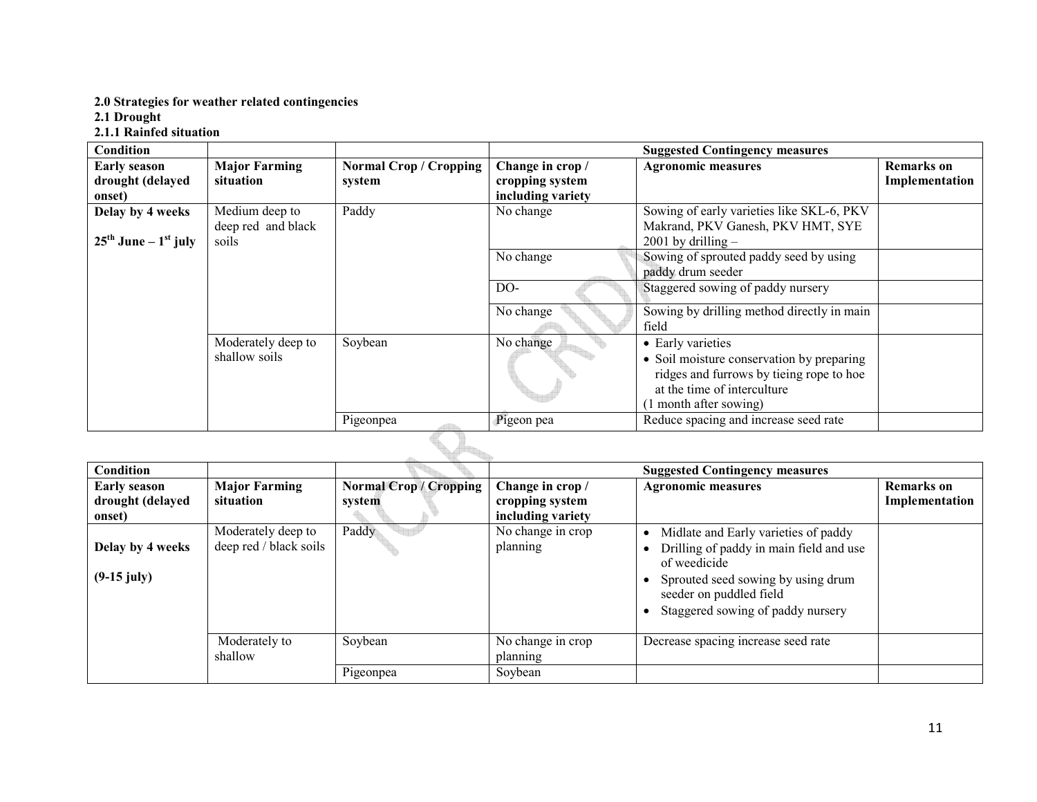**2.0 Strategies for weather related contingencies**
**2.1 Drought**
**2.1.1 Rainfed situation**

| Condition | | | Suggested Contingency measures | | |
|---|---|---|---|---|---|
| **Early season drought (delayed onset)** | **Major Farming situation** | **Normal Crop / Cropping system** | **Change in crop / cropping system including variety** | **Agronomic measures** | **Remarks on Implementation** |
| **Delay by 4 weeks**<br><br>**25th June – 1st july** | Medium deep to deep red and black soils | Paddy | No change | Sowing of early varieties like SKL-6, PKV Makrand, PKV Ganesh, PKV HMT, SYE 2001 by drilling – | |
| | | | No change | Sowing of sprouted paddy seed by using paddy drum seeder | |
| | | | DO- | Staggered sowing of paddy nursery | |
| | | | No change | Sowing by drilling method directly in main field | |
| | Moderately deep to shallow soils | Soybean | No change | • Early varieties<br>• Soil moisture conservation by preparing ridges and furrows by tieing rope to hoe at the time of interculture<br>(1 month after sowing) | |
| | | Pigeonpea | Pigeon pea | Reduce spacing and increase seed rate | |

| Condition | | | Suggested Contingency measures | | |
|---|---|---|---|---|---|
| **Early season drought (delayed onset)** | **Major Farming situation** | **Normal Crop / Cropping system** | **Change in crop / cropping system including variety** | **Agronomic measures** | **Remarks on Implementation** |
| **Delay by 4 weeks**<br><br>**(9-15 july)** | Moderately deep to deep red / black soils | Paddy | No change in crop planning | • Midlate and Early varieties of paddy<br>• Drilling of paddy in main field and use of weedicide<br>• Sprouted seed sowing by using drum seeder on puddled field<br>• Staggered sowing of paddy nursery | |
| | Moderately to shallow | Soybean | No change in crop planning | Decrease spacing increase seed rate | |
| | | Pigeonpea | Soybean | | |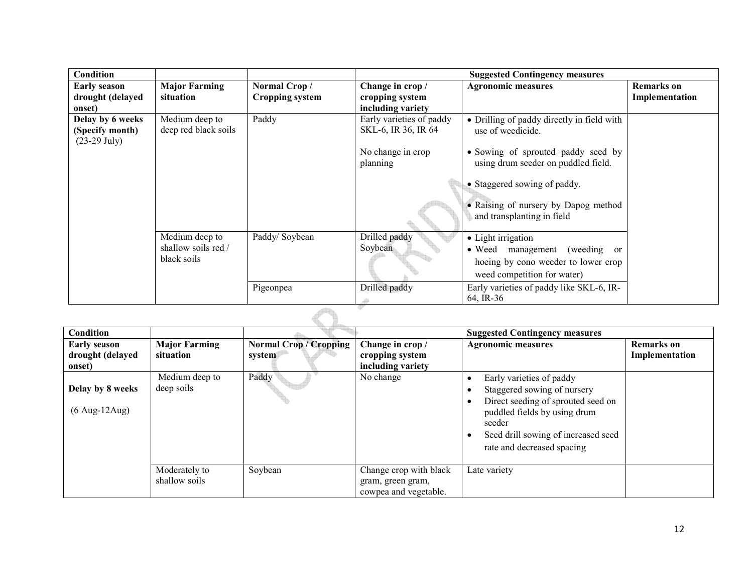| Condition | | | Suggested Contingency measures | | |
|---|---|---|---|---|---|
| Early season drought (delayed onset) | Major Farming situation | Normal Crop / Cropping system | Change in crop / cropping system including variety | Agronomic measures | Remarks on Implementation |
| Delay by 6 weeks (Specify month) (23-29 July) | Medium deep to deep red black soils | Paddy | Early varieties of paddy SKL-6, IR 36, IR 64<br><br>No change in crop planning | • Drilling of paddy directly in field with use of weedicide.<br>• Sowing of sprouted paddy seed by using drum seeder on puddled field.<br>• Staggered sowing of paddy.<br>• Raising of nursery by Dapog method and transplanting in field | |
| | Medium deep to shallow soils red / black soils | Paddy/ Soybean | Drilled paddy Soybean | • Light irrigation<br>• Weed management (weeding or hoeing by cono weeder to lower crop weed competition for water) | |
| | | Pigeonpea | Drilled paddy | Early varieties of paddy like SKL-6, IR-64, IR-36 | |

| Condition | | | Suggested Contingency measures | | |
|---|---|---|---|---|---|
| Early season drought (delayed onset) | Major Farming situation | Normal Crop / Cropping system | Change in crop / cropping system including variety | Agronomic measures | Remarks on Implementation |
| Delay by 8 weeks<br><br>(6 Aug-12Aug) | Medium deep to deep soils | Paddy | No change | • Early varieties of paddy<br>• Staggered sowing of nursery<br>• Direct seeding of sprouted seed on puddled fields by using drum seeder<br>• Seed drill sowing of increased seed rate and decreased spacing | |
| | Moderately to shallow soils | Soybean | Change crop with black gram, green gram, cowpea and vegetable. | Late variety | |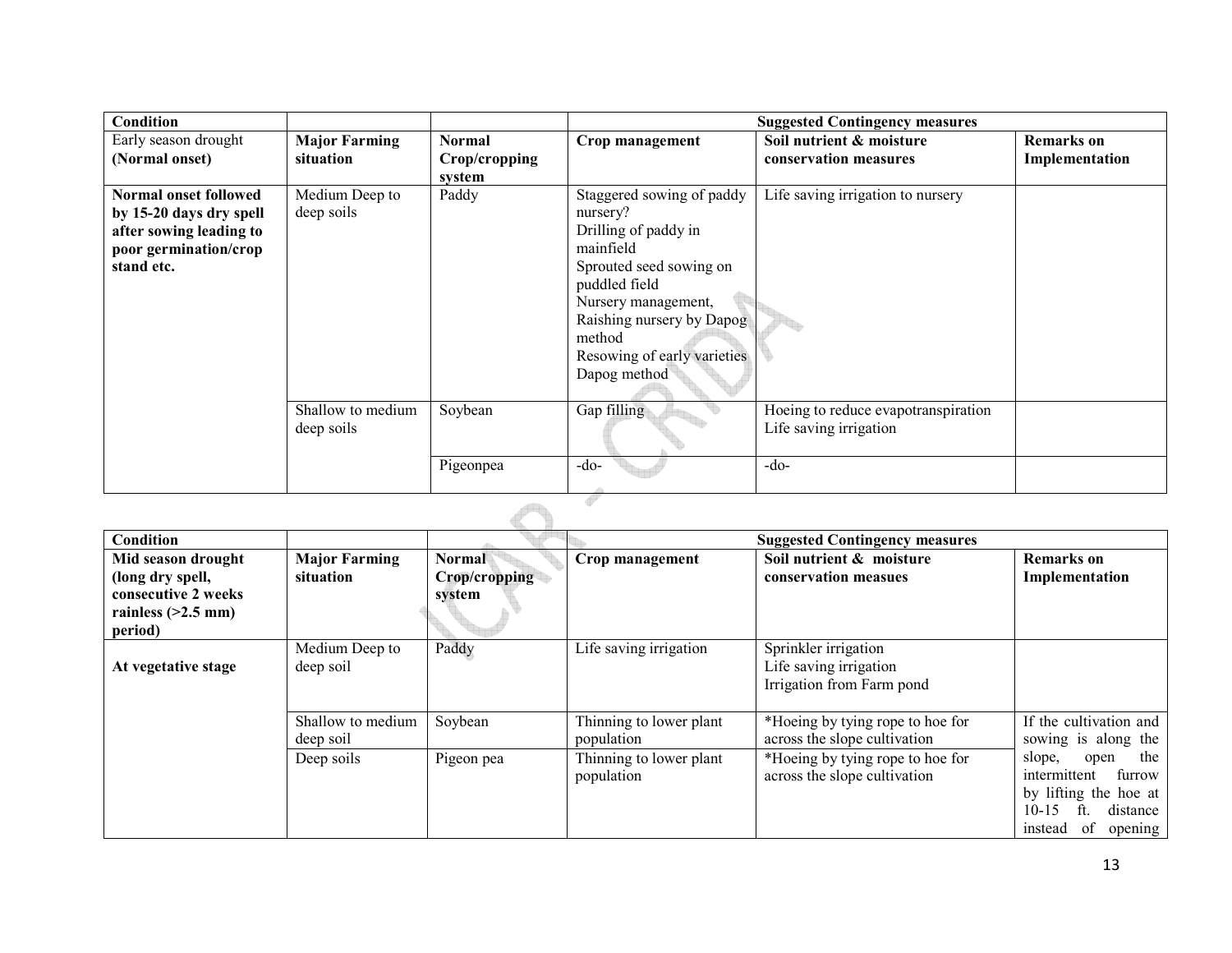| **Condition** | | | **Suggested Contingency measures** | | |
|---|---|---|---|---|---|
| Early season drought **(Normal onset)** | **Major Farming situation** | **Normal Crop/cropping system** | **Crop management** | **Soil nutrient & moisture conservation measures** | **Remarks on Implementation** |
| **Normal onset followed by 15-20 days dry spell after sowing leading to poor germination/crop stand etc.** | Medium Deep to deep soils | Paddy | Staggered sowing of paddy nursery?<br>Drilling of paddy in mainfield<br>Sprouted seed sowing on puddled field<br>Nursery management,<br>Raishing nursery by Dapog method<br>Resowing of early varieties<br>Dapog method | Life saving irrigation to nursery | |
| | Shallow to medium deep soils | Soybean | Gap filling | Hoeing to reduce evapotranspiration<br>Life saving irrigation | |
| | | Pigeonpea | -do- | -do- | |

| **Condition** | | | **Suggested Contingency measures** | | |
|---|---|---|---|---|---|
| **Mid season drought (long dry spell, consecutive 2 weeks rainless (>2.5 mm) period)** | **Major Farming situation** | **Normal Crop/cropping system** | **Crop management** | **Soil nutrient & moisture conservation measues** | **Remarks on Implementation** |
| **At vegetative stage** | Medium Deep to deep soil | Paddy | Life saving irrigation | Sprinkler irrigation<br>Life saving irrigation<br>Irrigation from Farm pond | |
| | Shallow to medium deep soil | Soybean | Thinning to lower plant population | *Hoeing by tying rope to hoe for across the slope cultivation | If the cultivation and sowing is along the slope, open the intermittent furrow by lifting the hoe at 10-15 ft. distance instead of opening |
| | Deep soils | Pigeon pea | Thinning to lower plant population | *Hoeing by tying rope to hoe for across the slope cultivation | |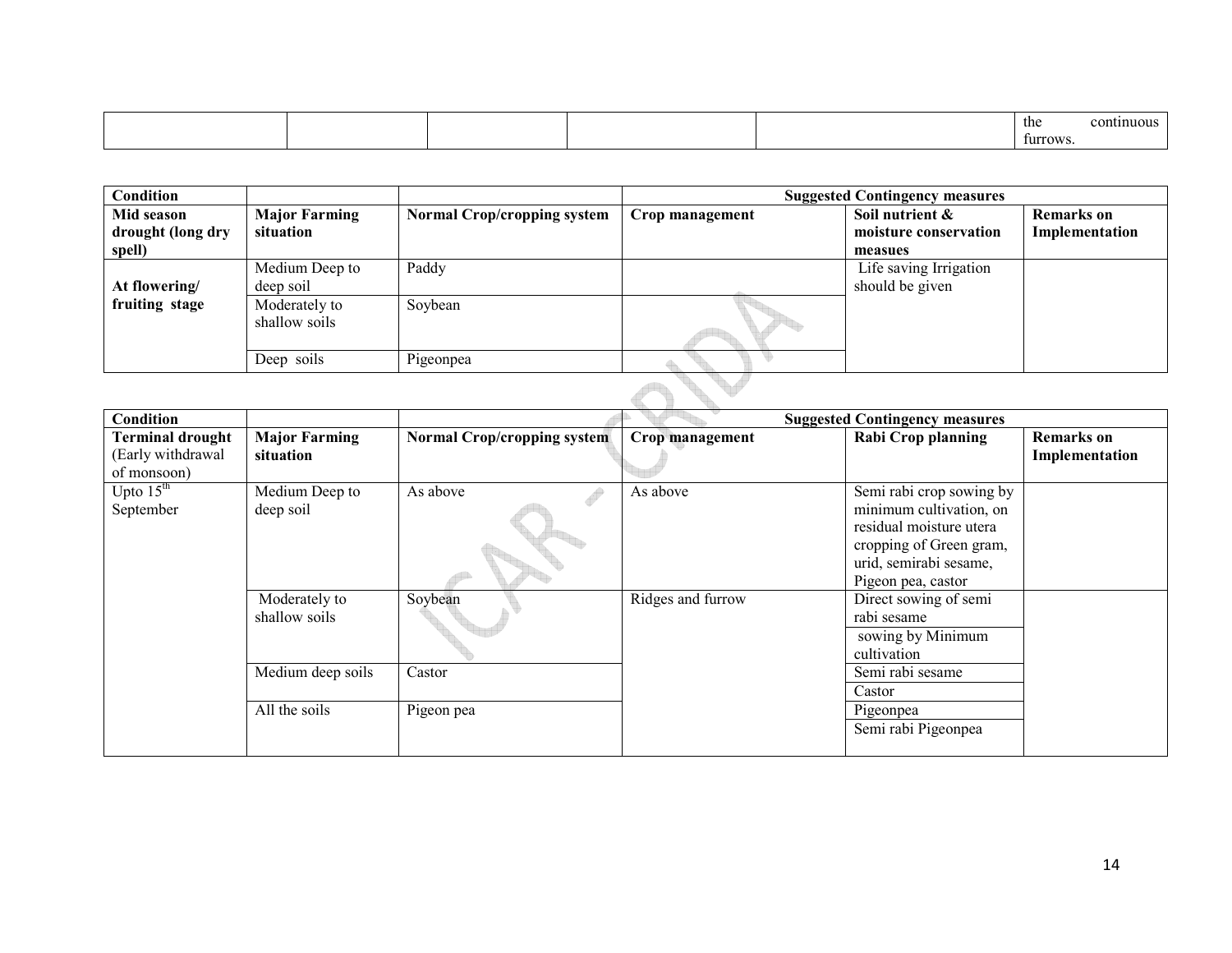| | | | | | the continuous furrows. |
|---|---|---|---|---|---|

| Condition | | | Suggested Contingency measures | | |
|---|---|---|---|---|---|
| **Mid season drought (long dry spell)** | **Major Farming situation** | **Normal Crop/cropping system** | **Crop management** | **Soil nutrient & moisture conservation measues** | **Remarks on Implementation** |
| **At flowering/ fruiting stage** | Medium Deep to deep soil | Paddy | | Life saving Irrigation should be given | |
| | Moderately to shallow soils | Soybean | | | |
| | Deep soils | Pigeonpea | | | |

| Condition | | | Suggested Contingency measures | | |
|---|---|---|---|---|---|
| **Terminal drought** (Early withdrawal of monsoon) | **Major Farming situation** | **Normal Crop/cropping system** | **Crop management** | **Rabi Crop planning** | **Remarks on Implementation** |
| Upto 15th September | Medium Deep to deep soil | As above | As above | Semi rabi crop sowing by minimum cultivation, on residual moisture utera cropping of Green gram, urid, semirabi sesame, Pigeon pea, castor | |
| | Moderately to shallow soils | Soybean | Ridges and furrow | Direct sowing of semi rabi sesame | |
| | | | | sowing by Minimum cultivation | |
| | Medium deep soils | Castor | | Semi rabi sesame | |
| | | | | Castor | |
| | All the soils | Pigeon pea | | Pigeonpea | |
| | | | | Semi rabi Pigeonpea | |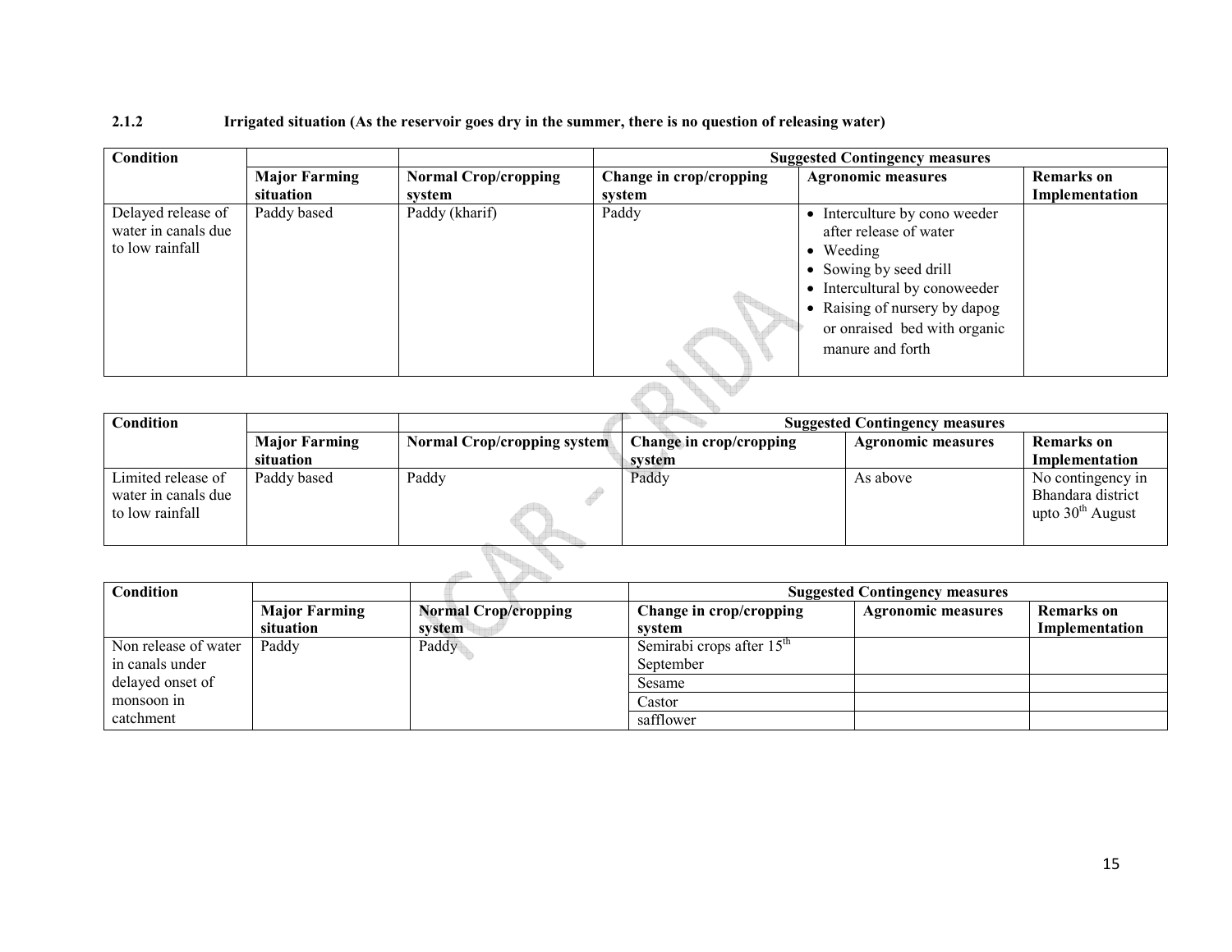### 2.1.2 Irrigated situation (As the reservoir goes dry in the summer, there is no question of releasing water)

| Condition | | | Suggested Contingency measures | | |
|---|---|---|---|---|---|
| | Major Farming situation | Normal Crop/cropping system | Change in crop/cropping system | Agronomic measures | Remarks on Implementation |
| Delayed release of water in canals due to low rainfall | Paddy based | Paddy (kharif) | Paddy | • Interculture by cono weeder after release of water<br>• Weeding<br>• Sowing by seed drill<br>• Intercultural by conoweeder<br>• Raising of nursery by dapog or onraised bed with organic manure and forth | |

| Condition | | | Suggested Contingency measures | | |
|---|---|---|---|---|---|
| | Major Farming situation | Normal Crop/cropping system | Change in crop/cropping system | Agronomic measures | Remarks on Implementation |
| Limited release of water in canals due to low rainfall | Paddy based | Paddy | Paddy | As above | No contingency in Bhandara district upto 30th August |

| Condition | | | Suggested Contingency measures | | |
|---|---|---|---|---|---|
| | Major Farming situation | Normal Crop/cropping system | Change in crop/cropping system | Agronomic measures | Remarks on Implementation |
| Non release of water in canals under delayed onset of monsoon in catchment | Paddy | Paddy | Semirabi crops after 15th September | | |
| | | | Sesame | | |
| | | | Castor | | |
| | | | safflower | | |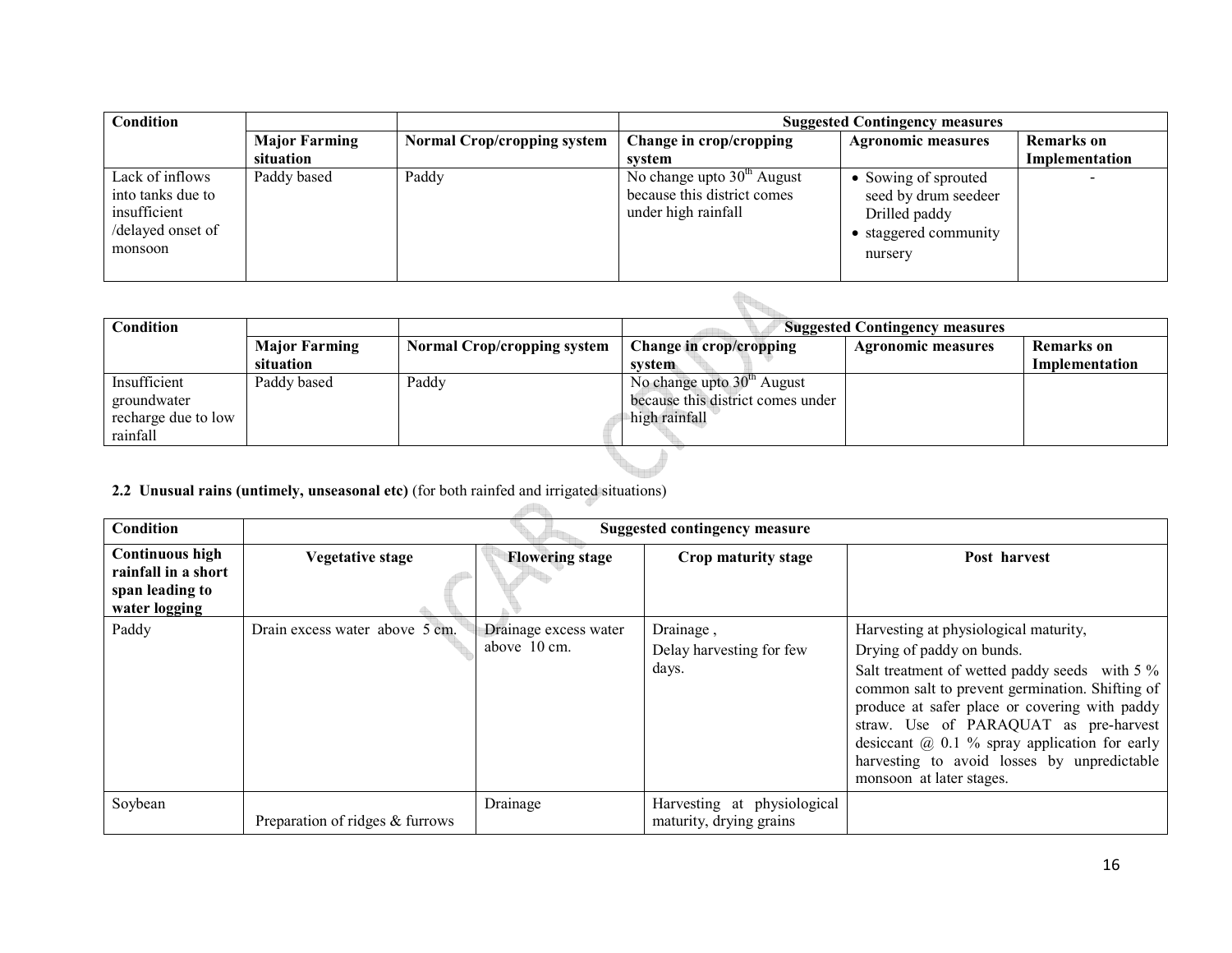| Condition | | | Suggested Contingency measures | | |
|---|---|---|---|---|---|
| | Major Farming situation | Normal Crop/cropping system | Change in crop/cropping system | Agronomic measures | Remarks on Implementation |
| Lack of inflows into tanks due to insufficient /delayed onset of monsoon | Paddy based | Paddy | No change upto 30$^{th}$ August because this district comes under high rainfall | • Sowing of sprouted seed by drum seedeer Drilled paddy<br>• staggered community nursery | - |

| Condition | | | Suggested Contingency measures | | |
|---|---|---|---|---|---|
| | Major Farming situation | Normal Crop/cropping system | Change in crop/cropping system | Agronomic measures | Remarks on Implementation |
| Insufficient groundwater recharge due to low rainfall | Paddy based | Paddy | No change upto 30$^{th}$ August because this district comes under high rainfall | | |

**2.2 Unusual rains (untimely, unseasonal etc)** (for both rainfed and irrigated situations)

| Condition | Suggested contingency measure | | | |
|---|---|---|---|---|
| **Continuous high rainfall in a short span leading to water logging** | **Vegetative stage** | **Flowering stage** | **Crop maturity stage** | **Post harvest** |
| Paddy | Drain excess water above 5 cm. | Drainage excess water above 10 cm. | Drainage ,<br>Delay harvesting for few days. | Harvesting at physiological maturity,<br>Drying of paddy on bunds.<br>Salt treatment of wetted paddy seeds with 5 % common salt to prevent germination. Shifting of produce at safer place or covering with paddy straw. Use of PARAQUAT as pre-harvest desiccant @ 0.1 % spray application for early harvesting to avoid losses by unpredictable monsoon at later stages. |
| Soybean | Preparation of ridges & furrows | Drainage | Harvesting at physiological maturity, drying grains | |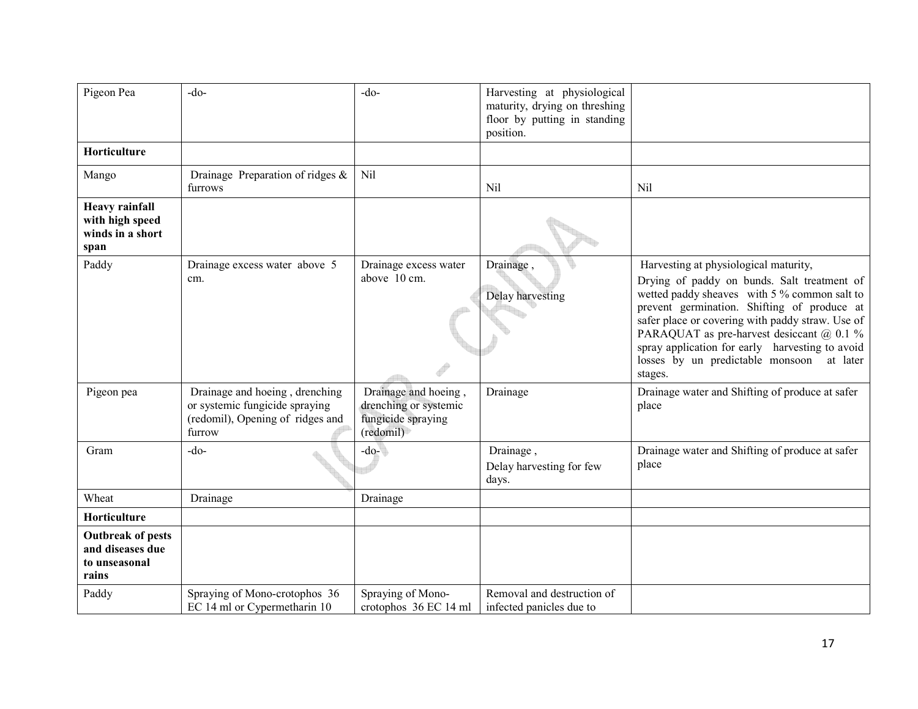| Pigeon Pea | -do- | -do- | Harvesting at physiological maturity, drying on threshing floor by putting in standing position. | |
|---|---|---|---|---|
| **Horticulture** | | | | |
| Mango | Drainage Preparation of ridges & furrows | Nil | Nil | Nil |
| **Heavy rainfall with high speed winds in a short span** | | | | |
| Paddy | Drainage excess water above 5 cm. | Drainage excess water above 10 cm. | Drainage ,<br>Delay harvesting | Harvesting at physiological maturity,<br>Drying of paddy on bunds. Salt treatment of wetted paddy sheaves with 5 % common salt to prevent germination. Shifting of produce at safer place or covering with paddy straw. Use of PARAQUAT as pre-harvest desiccant @ 0.1 % spray application for early harvesting to avoid losses by un predictable monsoon at later stages. |
| Pigeon pea | Drainage and hoeing , drenching or systemic fungicide spraying (redomil), Opening of ridges and furrow | Drainage and hoeing , drenching or systemic fungicide spraying (redomil) | Drainage | Drainage water and Shifting of produce at safer place |
| Gram | -do- | -do- | Drainage ,<br>Delay harvesting for few days. | Drainage water and Shifting of produce at safer place |
| Wheat | Drainage | Drainage | | |
| **Horticulture** | | | | |
| **Outbreak of pests and diseases due to unseasonal rains** | | | | |
| Paddy | Spraying of Mono-crotophos 36 EC 14 ml or Cypermetharin 10 | Spraying of Mono-crotophos 36 EC 14 ml | Removal and destruction of infected panicles due to | |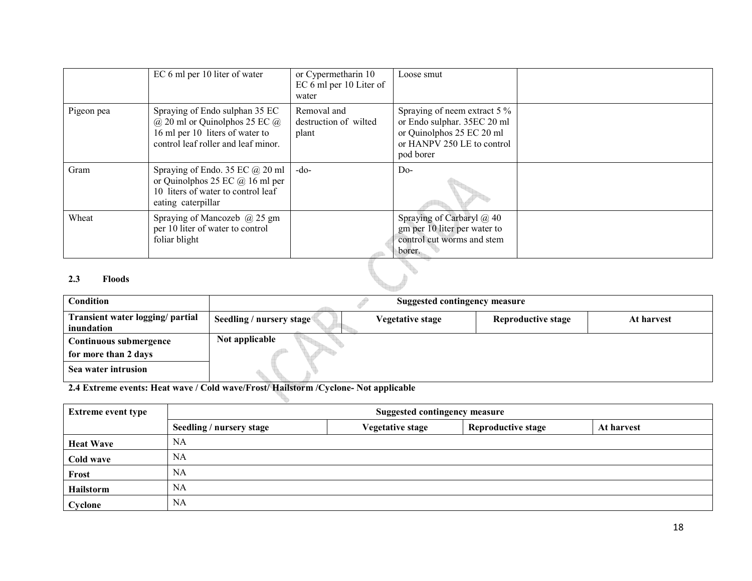|  | EC 6 ml per 10 liter of water | or Cypermetharin 10 EC 6 ml per 10 Liter of water | Loose smut |  |
|---|---|---|---|---|
| Pigeon pea | Spraying of Endo sulphan 35 EC @ 20 ml or Quinolphos 25 EC @ 16 ml per 10 liters of water to control leaf roller and leaf minor. | Removal and destruction of wilted plant | Spraying of neem extract 5 % or Endo sulphar. 35EC 20 ml or Quinolphos 25 EC 20 ml or HANPV 250 LE to control pod borer |  |
| Gram | Spraying of Endo. 35 EC @ 20 ml or Quinolphos 25 EC @ 16 ml per 10 liters of water to control leaf eating caterpillar | -do- | Do- |  |
| Wheat | Spraying of Mancozeb @ 25 gm per 10 liter of water to control foliar blight |  | Spraying of Carbaryl @ 40 gm per 10 liter per water to control cut worms and stem borer. |  |

### 2.3 Floods

| Condition | Suggested contingency measure | | | |
|---|---|---|---|---|
| **Transient water logging/ partial inundation** | **Seedling / nursery stage** | **Vegetative stage** | **Reproductive stage** | **At harvest** |
| **Continuous submergence for more than 2 days** | **Not applicable** | | | |
| **Sea water intrusion** | | | | |

**2.4 Extreme events: Heat wave / Cold wave/Frost/ Hailstorm /Cyclone- Not applicable**

| Extreme event type | Suggested contingency measure | | | |
|---|---|---|---|---|
| | **Seedling / nursery stage** | **Vegetative stage** | **Reproductive stage** | **At harvest** |
| **Heat Wave** | NA | | | |
| **Cold wave** | NA | | | |
| **Frost** | NA | | | |
| **Hailstorm** | NA | | | |
| **Cyclone** | NA | | | |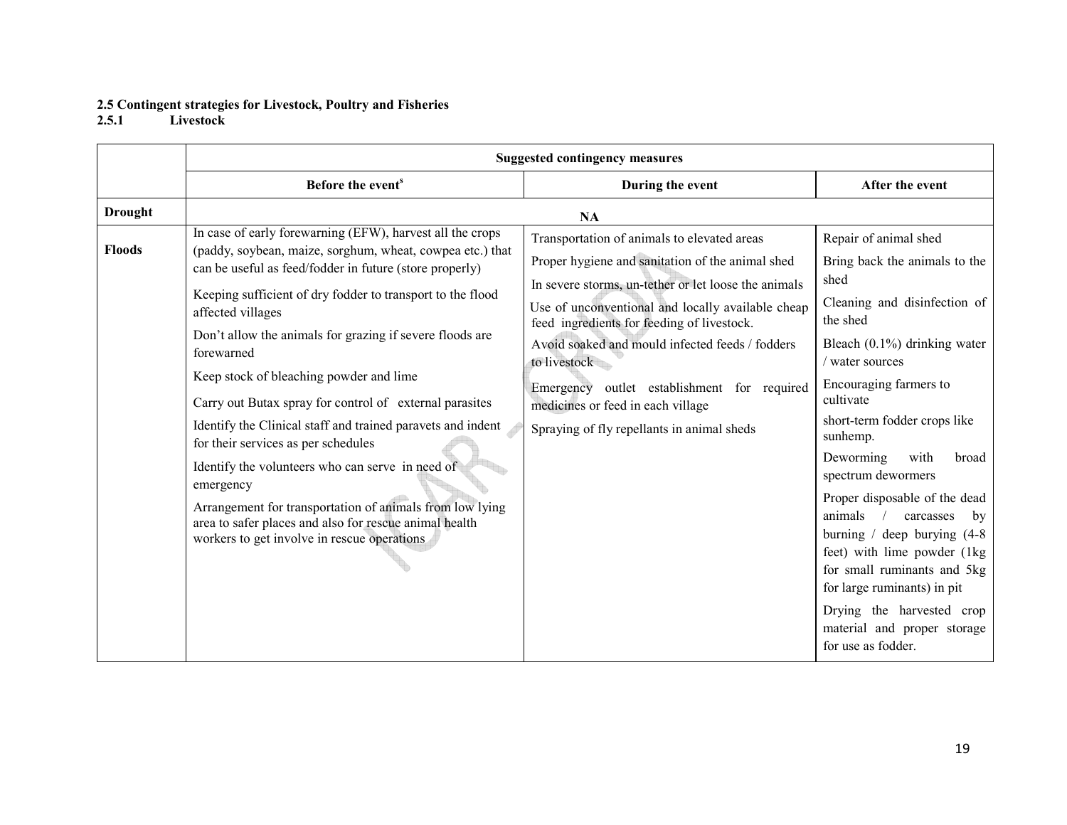## 2.5 Contingent strategies for Livestock, Poultry and Fisheries

### 2.5.1 Livestock

| | Suggested contingency measures | | |
|---|---|---|---|
| | Before the event[s] | During the event | After the event |
| Drought | NA | | |
| Floods | In case of early forewarning (EFW), harvest all the crops (paddy, soybean, maize, sorghum, wheat, cowpea etc.) that can be useful as feed/fodder in future (store properly)<br>Keeping sufficient of dry fodder to transport to the flood affected villages<br>Don't allow the animals for grazing if severe floods are forewarned<br>Keep stock of bleaching powder and lime<br>Carry out Butax spray for control of external parasites<br>Identify the Clinical staff and trained paravets and indent for their services as per schedules<br>Identify the volunteers who can serve in need of emergency<br>Arrangement for transportation of animals from low lying area to safer places and also for rescue animal health workers to get involve in rescue operations | Transportation of animals to elevated areas<br>Proper hygiene and sanitation of the animal shed<br>In severe storms, un-tether or let loose the animals<br>Use of unconventional and locally available cheap feed ingredients for feeding of livestock.<br>Avoid soaked and mould infected feeds / fodders to livestock<br>Emergency outlet establishment for required medicines or feed in each village<br>Spraying of fly repellants in animal sheds | Repair of animal shed<br>Bring back the animals to the shed<br>Cleaning and disinfection of the shed<br>Bleach (0.1%) drinking water / water sources<br>Encouraging farmers to cultivate<br>short-term fodder crops like sunhemp.<br>Deworming with broad spectrum dewormers<br>Proper disposable of the dead animals / carcasses by burning / deep burying (4-8 feet) with lime powder (1kg for small ruminants and 5kg for large ruminants) in pit<br>Drying the harvested crop material and proper storage for use as fodder. |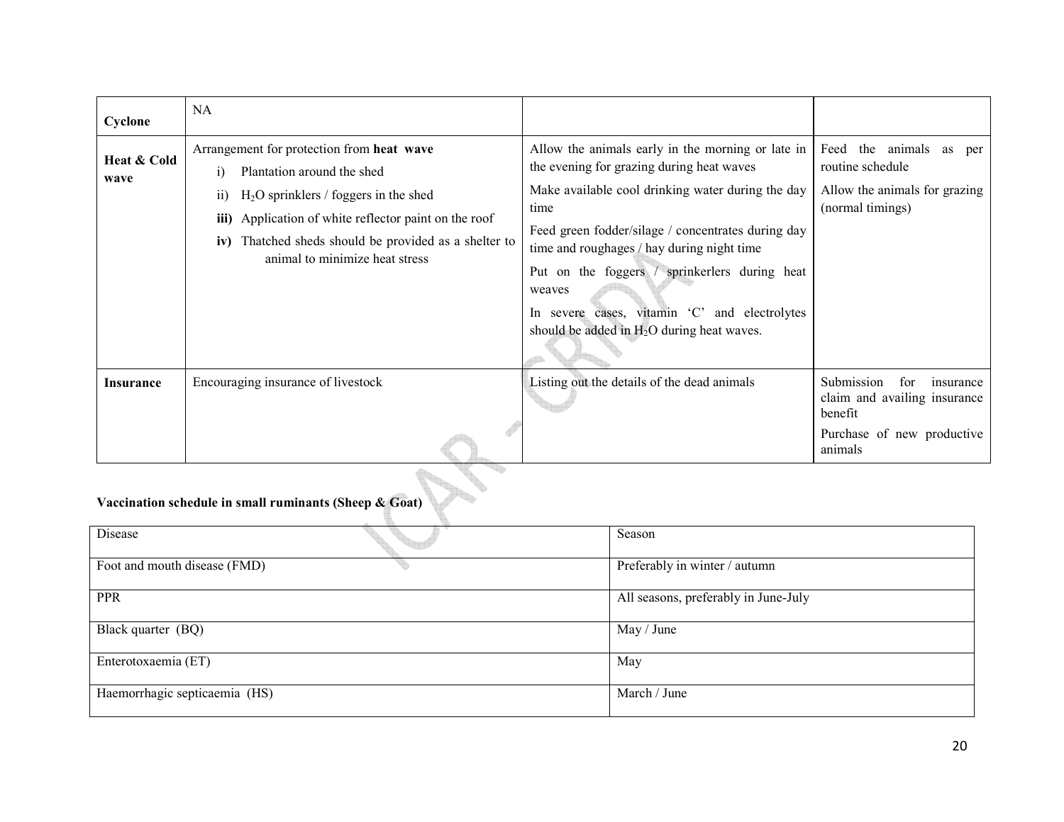| **Cyclone** | NA | | |
|---|---|---|---|
| **Heat & Cold wave** | Arrangement for protection from **heat wave**<br>i) Plantation around the shed<br>ii) $H_2O$ sprinklers / foggers in the shed<br>**iii)** Application of white reflector paint on the roof<br>**iv)** Thatched sheds should be provided as a shelter to animal to minimize heat stress | Allow the animals early in the morning or late in the evening for grazing during heat waves<br>Make available cool drinking water during the day time<br>Feed green fodder/silage / concentrates during day time and roughages / hay during night time<br>Put on the foggers / sprinkerlers during heat weaves<br>In severe cases, vitamin 'C' and electrolytes should be added in $H_2O$ during heat waves. | Feed the animals as per routine schedule<br>Allow the animals for grazing (normal timings) |
| **Insurance** | Encouraging insurance of livestock | Listing out the details of the dead animals | Submission for insurance claim and availing insurance benefit<br>Purchase of new productive animals |

**Vaccination schedule in small ruminants (Sheep & Goat)**

| Disease | Season |
|---|---|
| Foot and mouth disease (FMD) | Preferably in winter / autumn |
| PPR | All seasons, preferably in June-July |
| Black quarter (BQ) | May / June |
| Enterotoxaemia (ET) | May |
| Haemorrhagic septicaemia (HS) | March / June |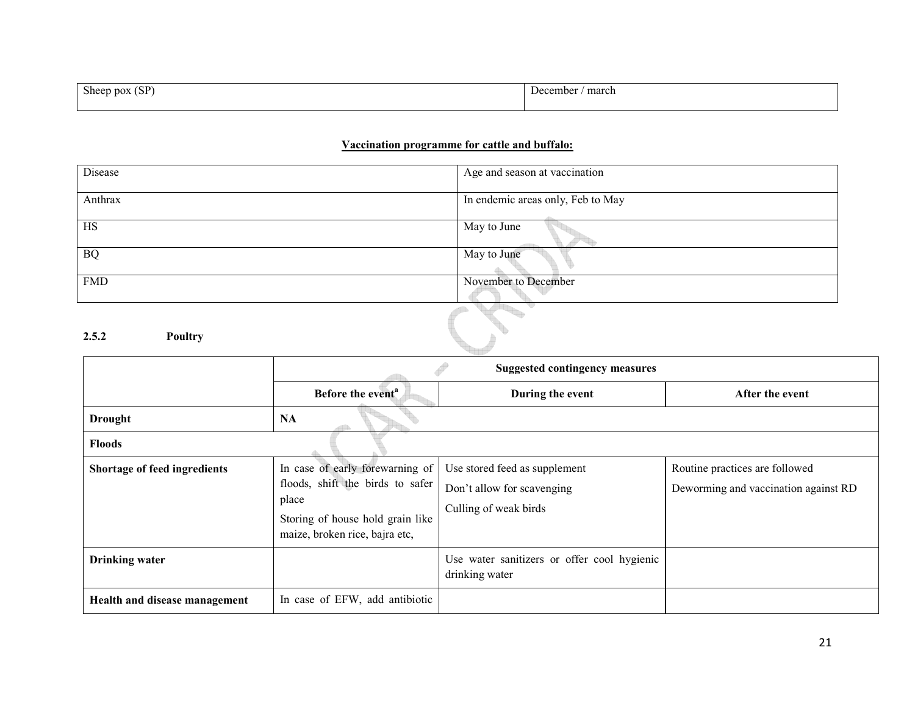| Sheep pox (SP) | December / march |
|---|---|

**Vaccination programme for cattle and buffalo:**

| Disease | Age and season at vaccination |
|---|---|
| Anthrax | In endemic areas only, Feb to May |
| HS | May to June |
| BQ | May to June |
| FMD | November to December |

### 2.5.2 Poultry

| | Suggested contingency measures | | |
|---|---|---|---|
| | **Before the event[a]** | **During the event** | **After the event** |
| **Drought** | **NA** | | |
| **Floods** | | | |
| **Shortage of feed ingredients** | In case of early forewarning of floods, shift the birds to safer place<br>Storing of house hold grain like maize, broken rice, bajra etc, | Use stored feed as supplement<br>Don't allow for scavenging<br>Culling of weak birds | Routine practices are followed<br>Deworming and vaccination against RD |
| **Drinking water** | | Use water sanitizers or offer cool hygienic drinking water | |
| **Health and disease management** | In case of EFW, add antibiotic | | |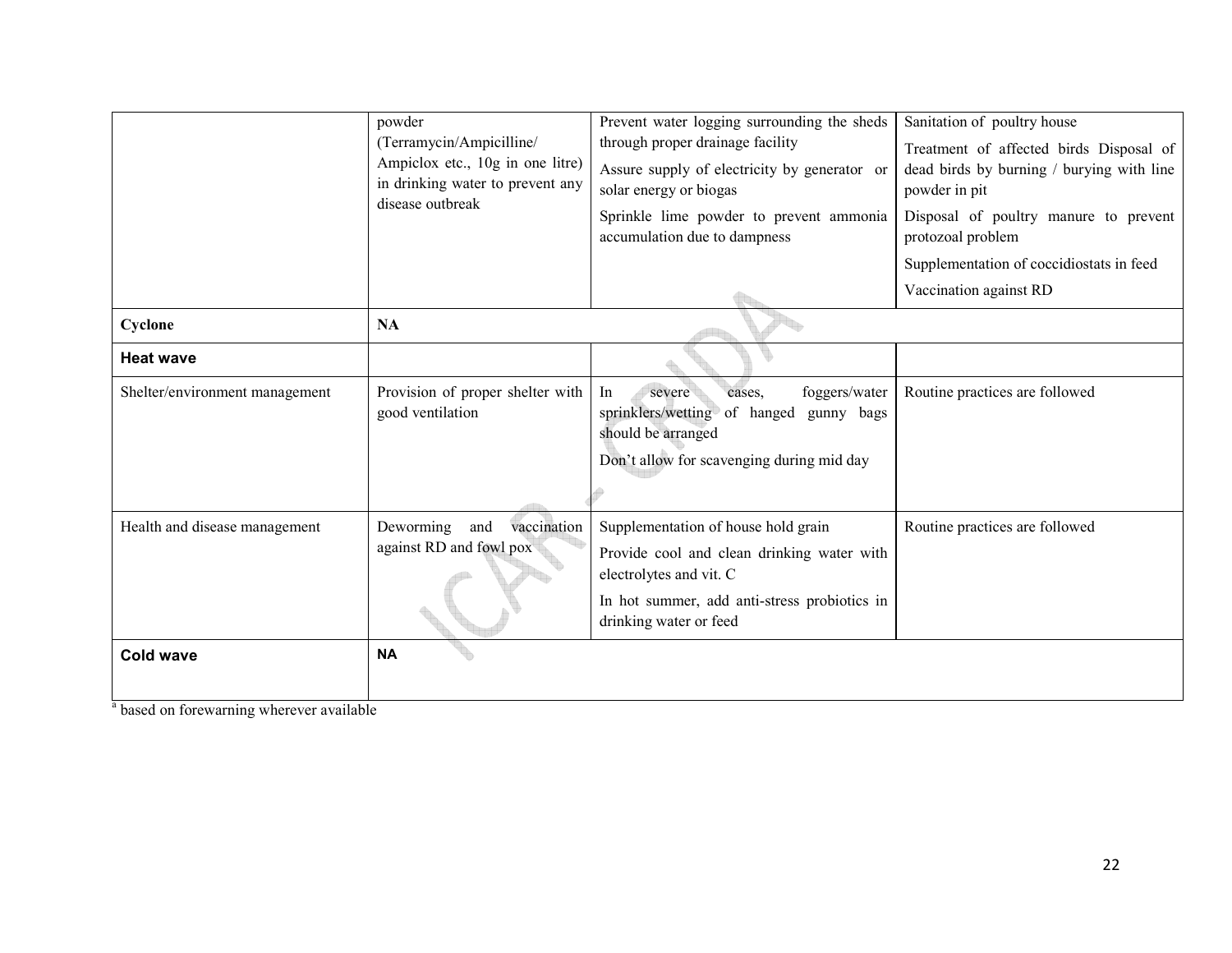| | | | |
|---|---|---|---|
| | powder (Terramycin/Ampicilline/ Ampiclox etc., 10g in one litre) in drinking water to prevent any disease outbreak | Prevent water logging surrounding the sheds through proper drainage facility<br>Assure supply of electricity by generator or solar energy or biogas<br>Sprinkle lime powder to prevent ammonia accumulation due to dampness | Sanitation of poultry house<br>Treatment of affected birds Disposal of dead birds by burning / burying with line powder in pit<br>Disposal of poultry manure to prevent protozoal problem<br>Supplementation of coccidiostats in feed<br>Vaccination against RD |
| **Cyclone** | **NA** | | |
| **Heat wave** | | | |
| Shelter/environment management | Provision of proper shelter with good ventilation | In severe cases, foggers/water sprinklers/wetting of hanged gunny bags should be arranged<br>Don't allow for scavenging during mid day | Routine practices are followed |
| Health and disease management | Deworming and vaccination against RD and fowl pox | Supplementation of house hold grain<br>Provide cool and clean drinking water with electrolytes and vit. C<br>In hot summer, add anti-stress probiotics in drinking water or feed | Routine practices are followed |
| **Cold wave** | **NA** | | |

[a] based on forewarning wherever available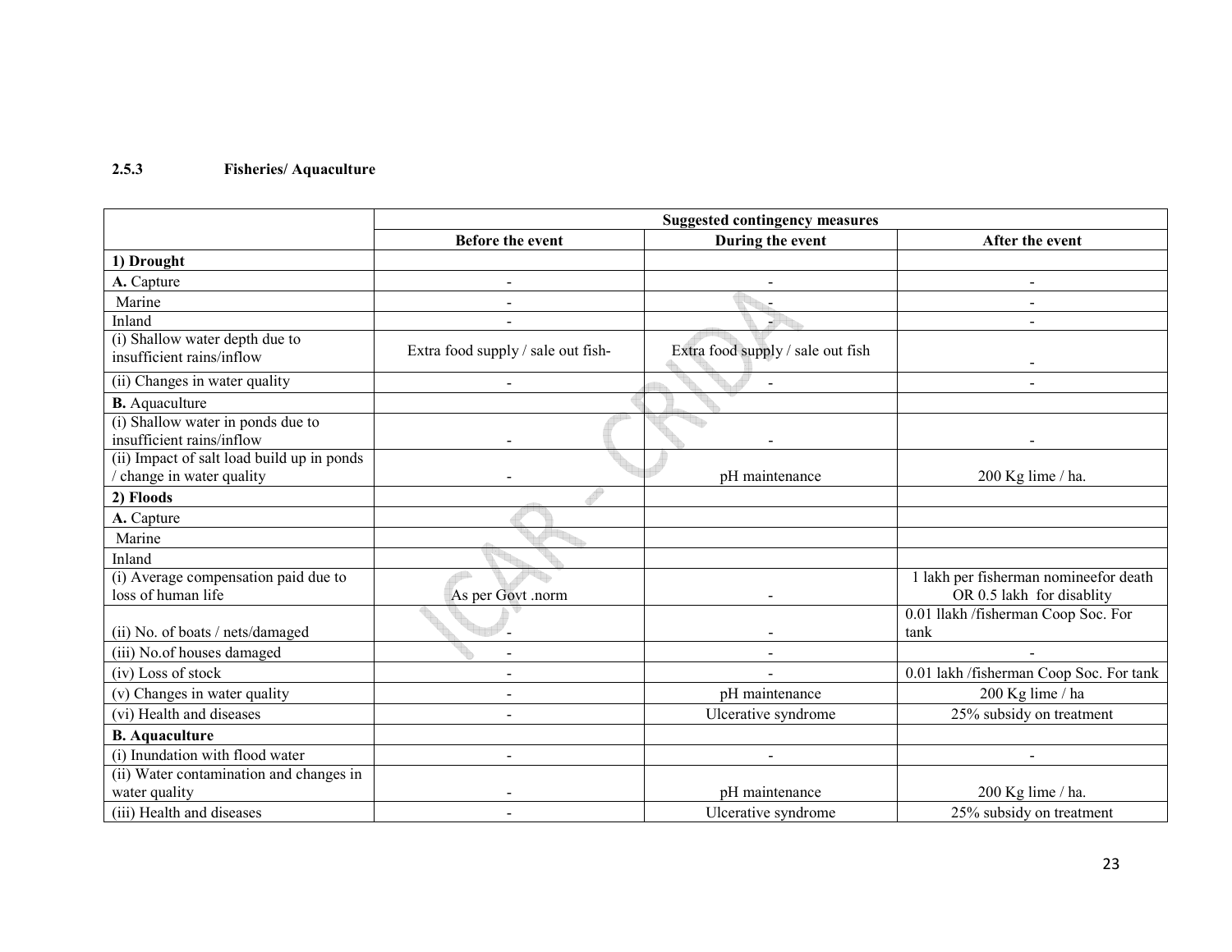### 2.5.3 Fisheries/ Aquaculture

| | Suggested contingency measures | | |
|---|---|---|---|
| | **Before the event** | **During the event** | **After the event** |
| **1) Drought** | | | |
| **A.** Capture | - | - | - |
| Marine | - | - | - |
| Inland | - | - | - |
| (i) Shallow water depth due to insufficient rains/inflow | Extra food supply / sale out fish- | Extra food supply / sale out fish | - |
| (ii) Changes in water quality | - | - | - |
| **B.** Aquaculture | | | |
| (i) Shallow water in ponds due to insufficient rains/inflow | - | - | - |
| (ii) Impact of salt load build up in ponds / change in water quality | - | pH maintenance | 200 Kg lime / ha. |
| **2) Floods** | | | |
| **A.** Capture | | | |
| Marine | | | |
| Inland | | | |
| (i) Average compensation paid due to loss of human life | As per Govt .norm | - | 1 lakh per fisherman nomineefor death OR 0.5 lakh for disablity |
| (ii) No. of boats / nets/damaged | - | - | 0.01 llakh /fisherman Coop Soc. For tank |
| (iii) No.of houses damaged | - | - | - |
| (iv) Loss of stock | - | - | 0.01 lakh /fisherman Coop Soc. For tank |
| (v) Changes in water quality | - | pH maintenance | 200 Kg lime / ha |
| (vi) Health and diseases | - | Ulcerative syndrome | 25% subsidy on treatment |
| **B. Aquaculture** | | | |
| (i) Inundation with flood water | - | - | - |
| (ii) Water contamination and changes in water quality | - | pH maintenance | 200 Kg lime / ha. |
| (iii) Health and diseases | - | Ulcerative syndrome | 25% subsidy on treatment |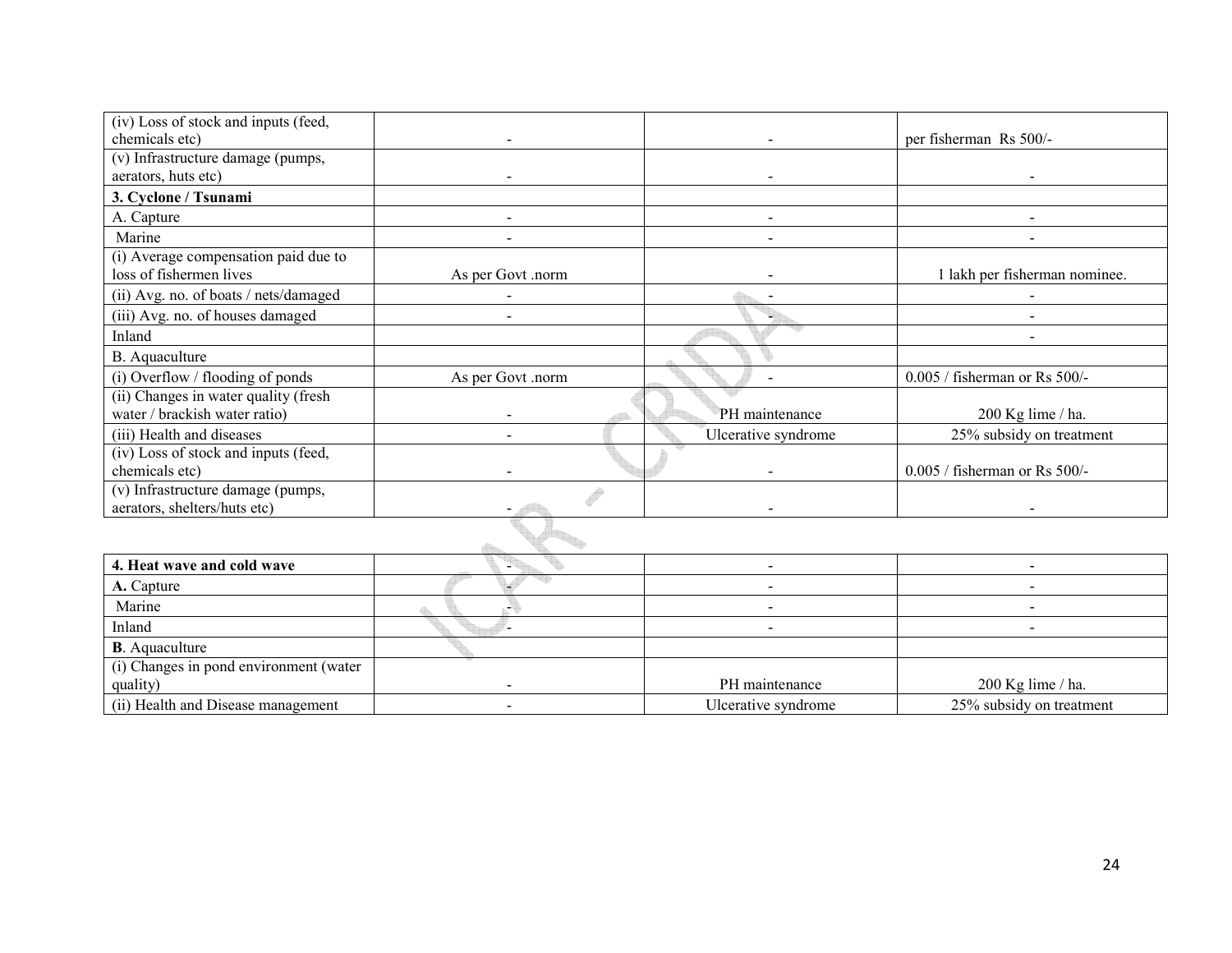| | | | |
|---|---|---|---|
| (iv) Loss of stock and inputs (feed, chemicals etc) | - | - | per fisherman Rs 500/- |
| (v) Infrastructure damage (pumps, aerators, huts etc) | - | - | - |
| **3. Cyclone / Tsunami** | | | |
| A. Capture | - | - | - |
| Marine | - | - | - |
| (i) Average compensation paid due to loss of fishermen lives | As per Govt .norm | - | 1 lakh per fisherman nominee. |
| (ii) Avg. no. of boats / nets/damaged | - | - | - |
| (iii) Avg. no. of houses damaged | - | - | - |
| Inland | | | - |
| B. Aquaculture | | | |
| (i) Overflow / flooding of ponds | As per Govt .norm | - | 0.005 / fisherman or Rs 500/- |
| (ii) Changes in water quality (fresh water / brackish water ratio) | - | PH maintenance | 200 Kg lime / ha. |
| (iii) Health and diseases | - | Ulcerative syndrome | 25% subsidy on treatment |
| (iv) Loss of stock and inputs (feed, chemicals etc) | - | - | 0.005 / fisherman or Rs 500/- |
| (v) Infrastructure damage (pumps, aerators, shelters/huts etc) | - | - | - |

| | | | |
|---|---|---|---|
| **4. Heat wave and cold wave** | - | - | - |
| **A.** Capture | - | - | - |
| Marine | - | - | - |
| Inland | - | - | - |
| **B**. Aquaculture | | | |
| (i) Changes in pond environment (water quality) | - | PH maintenance | 200 Kg lime / ha. |
| (ii) Health and Disease management | - | Ulcerative syndrome | 25% subsidy on treatment |